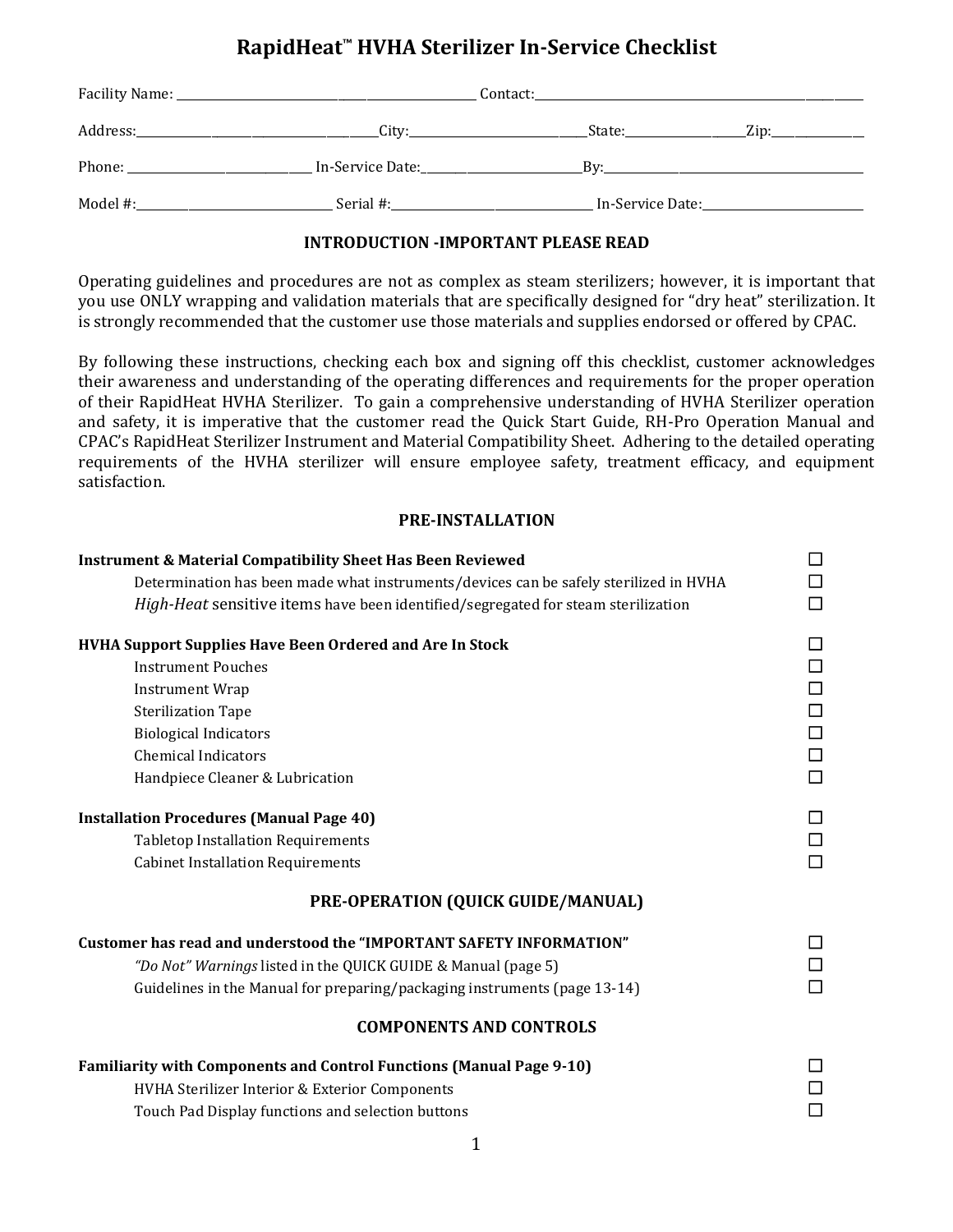# RapidHeat™ HVHA Sterilizer In-Service Checklist

Facility Name: ______________________________ Contact: ______________________________

Address: ______________________ City: ________________ State: ____________ Zip: __________

Phone: __________________ In-Service Date: ________________ By: ______________________

Model #: ____________________ Serial #: ____________________ In-Service Date: ________________

### INTRODUCTION -IMPORTANT PLEASE READ

Operating guidelines and procedures are not as complex as steam sterilizers; however, it is important that you use ONLY wrapping and validation materials that are specifically designed for "dry heat" sterilization. It is strongly recommended that the customer use those materials and supplies endorsed or offered by CPAC.

By following these instructions, checking each box and signing off this checklist, customer acknowledges their awareness and understanding of the operating differences and requirements for the proper operation of their RapidHeat HVHA Sterilizer. To gain a comprehensive understanding of HVHA Sterilizer operation and safety, it is imperative that the customer read the Quick Start Guide, RH-Pro Operation Manual and CPAC's RapidHeat Sterilizer Instrument and Material Compatibility Sheet. Adhering to the detailed operating requirements of the HVHA sterilizer will ensure employee safety, treatment efficacy, and equipment satisfaction.

### PRE-INSTALLATION

**Instrument & Material Compatibility Sheet Has Been Reviewed** ☐
- Determination has been made what instruments/devices can be safely sterilized in HVHA ☐
- *High-Heat* sensitive items have been identified/segregated for steam sterilization ☐

**HVHA Support Supplies Have Been Ordered and Are In Stock** ☐
- Instrument Pouches ☐
- Instrument Wrap ☐
- Sterilization Tape ☐
- Biological Indicators ☐
- Chemical Indicators ☐
- Handpiece Cleaner & Lubrication ☐

**Installation Procedures (Manual Page 40)** ☐
- Tabletop Installation Requirements ☐
- Cabinet Installation Requirements ☐

### PRE-OPERATION (QUICK GUIDE/MANUAL)

**Customer has read and understood the "IMPORTANT SAFETY INFORMATION"** ☐
- *"Do Not" Warnings* listed in the QUICK GUIDE & Manual (page 5) ☐
- Guidelines in the Manual for preparing/packaging instruments (page 13-14) ☐

### COMPONENTS AND CONTROLS

**Familiarity with Components and Control Functions (Manual Page 9-10)** ☐
- HVHA Sterilizer Interior & Exterior Components ☐
- Touch Pad Display functions and selection buttons ☐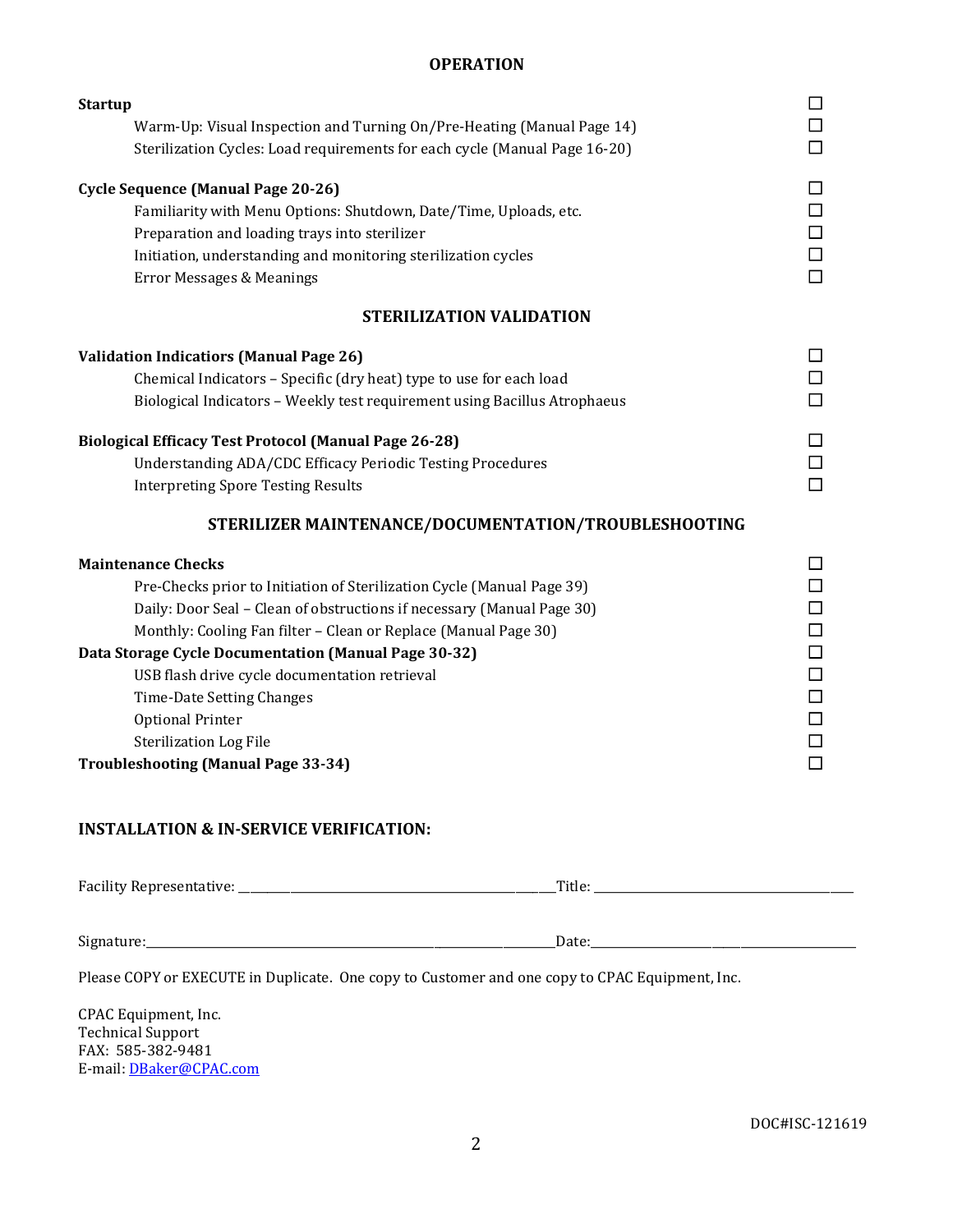## OPERATION

**Startup** ☐

- Warm-Up: Visual Inspection and Turning On/Pre-Heating (Manual Page 14) ☐
- Sterilization Cycles: Load requirements for each cycle (Manual Page 16-20) ☐

**Cycle Sequence (Manual Page 20-26)** ☐

- Familiarity with Menu Options: Shutdown, Date/Time, Uploads, etc. ☐
- Preparation and loading trays into sterilizer ☐
- Initiation, understanding and monitoring sterilization cycles ☐
- Error Messages & Meanings ☐

## STERILIZATION VALIDATION

**Validation Indicators (Manual Page 26)** ☐

- Chemical Indicators – Specific (dry heat) type to use for each load ☐
- Biological Indicators – Weekly test requirement using Bacillus Atrophaeus ☐

**Biological Efficacy Test Protocol (Manual Page 26-28)** ☐

- Understanding ADA/CDC Efficacy Periodic Testing Procedures ☐
- Interpreting Spore Testing Results ☐

## STERILIZER MAINTENANCE/DOCUMENTATION/TROUBLESHOOTING

**Maintenance Checks** ☐

- Pre-Checks prior to Initiation of Sterilization Cycle (Manual Page 39) ☐
- Daily: Door Seal – Clean of obstructions if necessary (Manual Page 30) ☐
- Monthly: Cooling Fan filter – Clean or Replace (Manual Page 30) ☐

**Data Storage Cycle Documentation (Manual Page 30-32)** ☐

- USB flash drive cycle documentation retrieval ☐
- Time-Date Setting Changes ☐
- Optional Printer ☐
- Sterilization Log File ☐

**Troubleshooting (Manual Page 33-34)** ☐

### INSTALLATION & IN-SERVICE VERIFICATION:

Facility Representative: ______________________________ Title: ______________________________

Signature: ______________________________ Date: ______________________________

Please COPY or EXECUTE in Duplicate. One copy to Customer and one copy to CPAC Equipment, Inc.

CPAC Equipment, Inc.
Technical Support
FAX: 585-382-9481
E-mail: DBaker@CPAC.com

DOC#ISC-121619